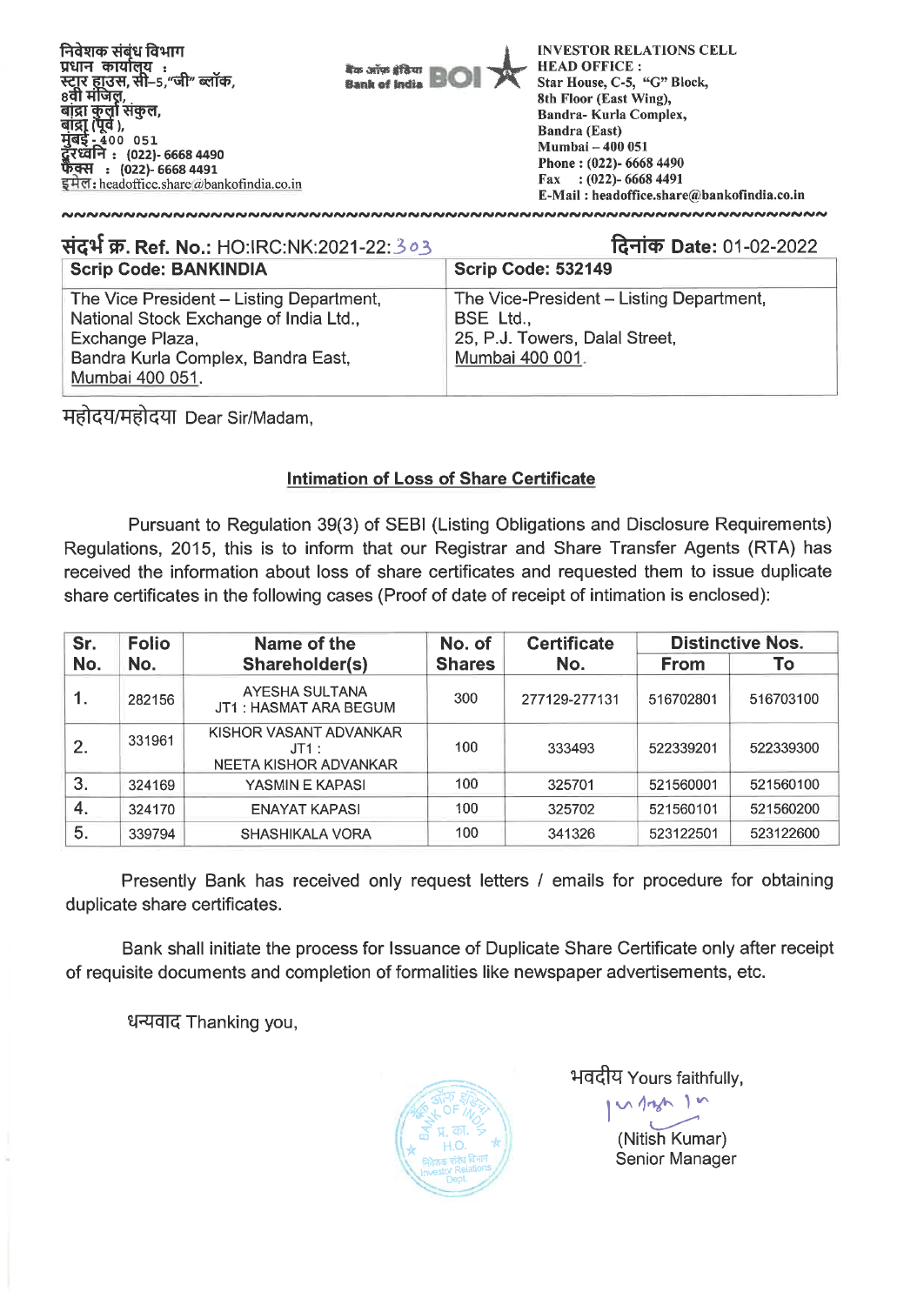निवेशक संबंध विभाग
प्रधान कार्यालय :
स्टार हाउस, सी-5,"जी" ब्लॉक,
8वी मंजिल,
बांद्रा कुर्ला संकुल,
बांद्रा (पूर्व ),
मुंबई - 400 051
दूरध्वनि : (022)- 6668 4490
फैक्स : (022)- 6668 4491
इमेल : headoffice.share@bankofindia.co.in

बैंक ऑफ इंडिया
Bank of India BOI

INVESTOR RELATIONS CELL
HEAD OFFICE :
Star House, C-5, "G" Block,
8th Floor (East Wing),
Bandra- Kurla Complex,
Bandra (East)
Mumbai – 400 051
Phone : (022)- 6668 4490
Fax : (022)- 6668 4491
E-Mail : headoffice.share@bankofindia.co.in

**संदर्भ क्र. Ref. No.:** HO:IRC:NK:2021-22:303

**दिनांक Date:** 01-02-2022

| Scrip Code: BANKINDIA | Scrip Code: 532149 |
| --- | --- |
| The Vice President – Listing Department, National Stock Exchange of India Ltd., Exchange Plaza, Bandra Kurla Complex, Bandra East, Mumbai 400 051. | The Vice-President – Listing Department, BSE Ltd., 25, P.J. Towers, Dalal Street, Mumbai 400 001. |

महोदय/महोदया Dear Sir/Madam,

**Intimation of Loss of Share Certificate**

Pursuant to Regulation 39(3) of SEBI (Listing Obligations and Disclosure Requirements) Regulations, 2015, this is to inform that our Registrar and Share Transfer Agents (RTA) has received the information about loss of share certificates and requested them to issue duplicate share certificates in the following cases (Proof of date of receipt of intimation is enclosed):

| Sr. No. | Folio No. | Name of the Shareholder(s) | No. of Shares | Certificate No. | Distinctive Nos. | |
| --- | --- | --- | --- | --- | --- | --- |
| | | | | | From | To |
| 1. | 282156 | AYESHA SULTANA JT1 : HASMAT ARA BEGUM | 300 | 277129-277131 | 516702801 | 516703100 |
| 2. | 331961 | KISHOR VASANT ADVANKAR JT1 : NEETA KISHOR ADVANKAR | 100 | 333493 | 522339201 | 522339300 |
| 3. | 324169 | YASMIN E KAPASI | 100 | 325701 | 521560001 | 521560100 |
| 4. | 324170 | ENAYAT KAPASI | 100 | 325702 | 521560101 | 521560200 |
| 5. | 339794 | SHASHIKALA VORA | 100 | 341326 | 523122501 | 523122600 |

Presently Bank has received only request letters / emails for procedure for obtaining duplicate share certificates.

Bank shall initiate the process for Issuance of Duplicate Share Certificate only after receipt of requisite documents and completion of formalities like newspaper advertisements, etc.

धन्यवाद Thanking you,

भवदीय Yours faithfully,

(Nitish Kumar)
Senior Manager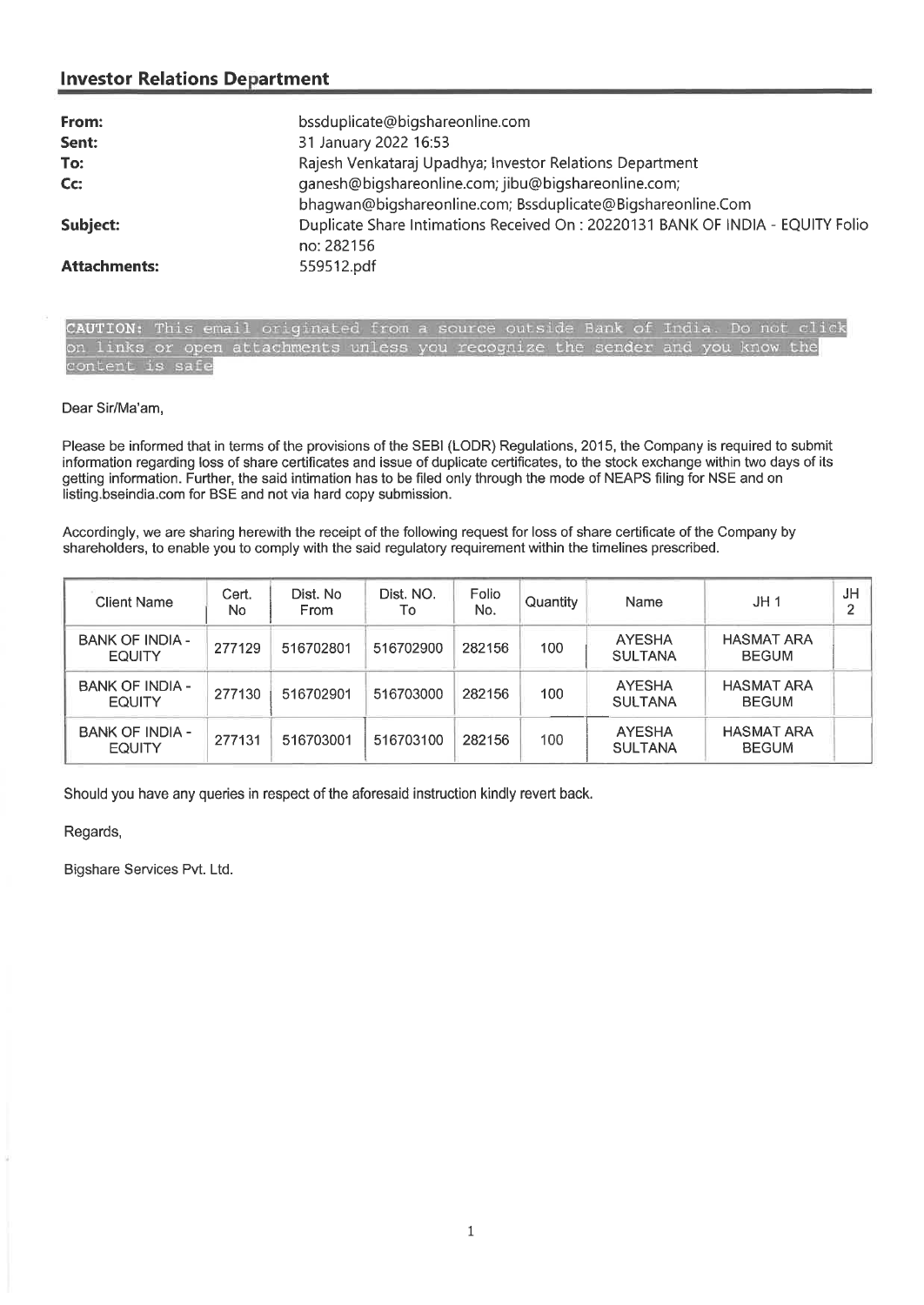## Investor Relations Department

| | |
|---|---|
| **From:** | bssduplicate@bigshareonline.com |
| **Sent:** | 31 January 2022 16:53 |
| **To:** | Rajesh Venkataraj Upadhya; Investor Relations Department |
| **Cc:** | ganesh@bigshareonline.com; jibu@bigshareonline.com; bhagwan@bigshareonline.com; Bssduplicate@Bigshareonline.Com |
| **Subject:** | Duplicate Share Intimations Received On : 20220131 BANK OF INDIA - EQUITY Folio no: 282156 |
| **Attachments:** | 559512.pdf |

CAUTION: This email originated from a source outside Bank of India. Do not click on links or open attachments unless you recognize the sender and you know the content is safe

Dear Sir/Ma'am,

Please be informed that in terms of the provisions of the SEBI (LODR) Regulations, 2015, the Company is required to submit information regarding loss of share certificates and issue of duplicate certificates, to the stock exchange within two days of its getting information. Further, the said intimation has to be filed only through the mode of NEAPS filing for NSE and on listing.bseindia.com for BSE and not via hard copy submission.

Accordingly, we are sharing herewith the receipt of the following request for loss of share certificate of the Company by shareholders, to enable you to comply with the said regulatory requirement within the timelines prescribed.

| Client Name | Cert. No | Dist. No From | Dist. NO. To | Folio No. | Quantity | Name | JH 1 | JH 2 |
|---|---|---|---|---|---|---|---|---|
| BANK OF INDIA - EQUITY | 277129 | 516702801 | 516702900 | 282156 | 100 | AYESHA SULTANA | HASMAT ARA BEGUM | |
| BANK OF INDIA - EQUITY | 277130 | 516702901 | 516703000 | 282156 | 100 | AYESHA SULTANA | HASMAT ARA BEGUM | |
| BANK OF INDIA - EQUITY | 277131 | 516703001 | 516703100 | 282156 | 100 | AYESHA SULTANA | HASMAT ARA BEGUM | |

Should you have any queries in respect of the aforesaid instruction kindly revert back.

Regards,

Bigshare Services Pvt. Ltd.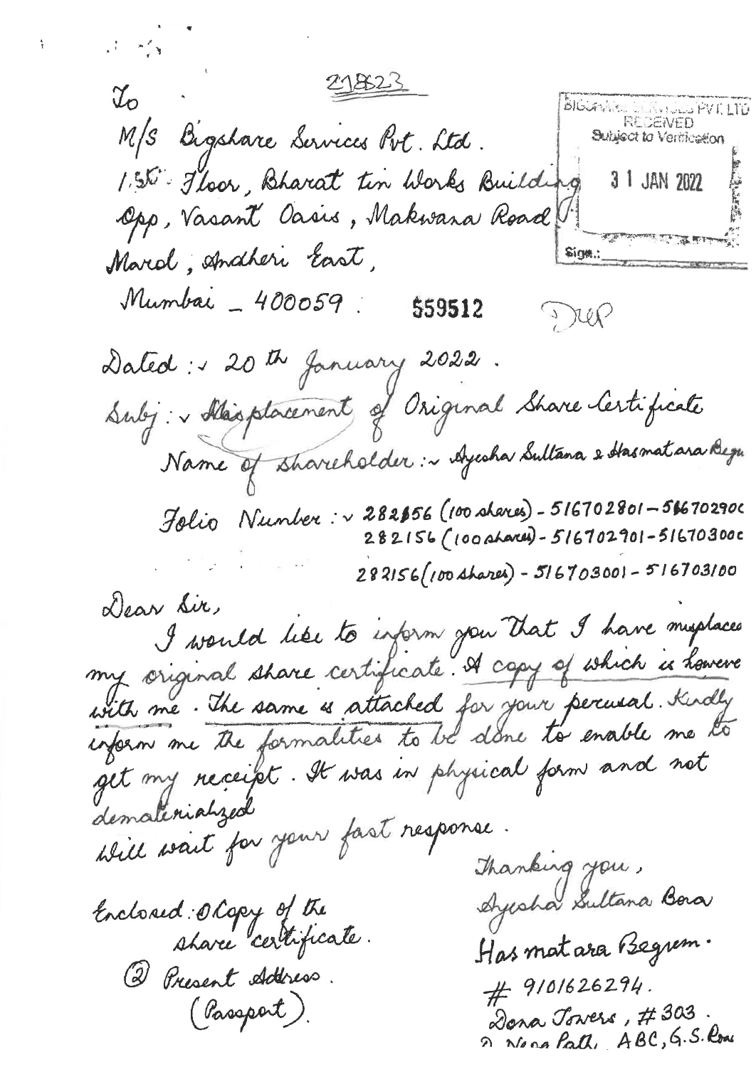218823

To
M/S Bigshare Services Pvt. Ltd.
1st Floor, Bharat tin Works Building
Opp, Vasant Oasis, Makwana Road
Marol, Andheri East,
Mumbai _ 400059. **559512**

BIGSHARE SERVICES PVT LTD
RECEIVED
Subject to Verification
31 JAN 2022
Sign.:

Dated :- 20th January 2022.

Subj :- Misplacement of Original Share Certificate

Name of shareholder :- Ayesha Sultana & Hasmat ara Begu

Folio Number :- 282156 (100 shares) - 516702801 - 516702900
282156 (100 shares) - 516702901 - 516703000
282156 (100 shares) - 516703001 - 516703100

Dear Sir,

I would like to inform you that I have misplaced my original share certificate. A copy of which is however with me. The same is attached for your perusal. Kindly inform me the formalities to be done to enable me to get my receipt. It was in physical form and not dematerialized
Will wait for your fast response.

Thanking you,
Ayesha Sultana Bora
Has mat ara Begum.
# 9101626294.
Dona Towers, # 303.
2 Nona Path, ABC, G.S. Road

Enclosed: ① Copy of the share certificate.
② Present Address. (Passport).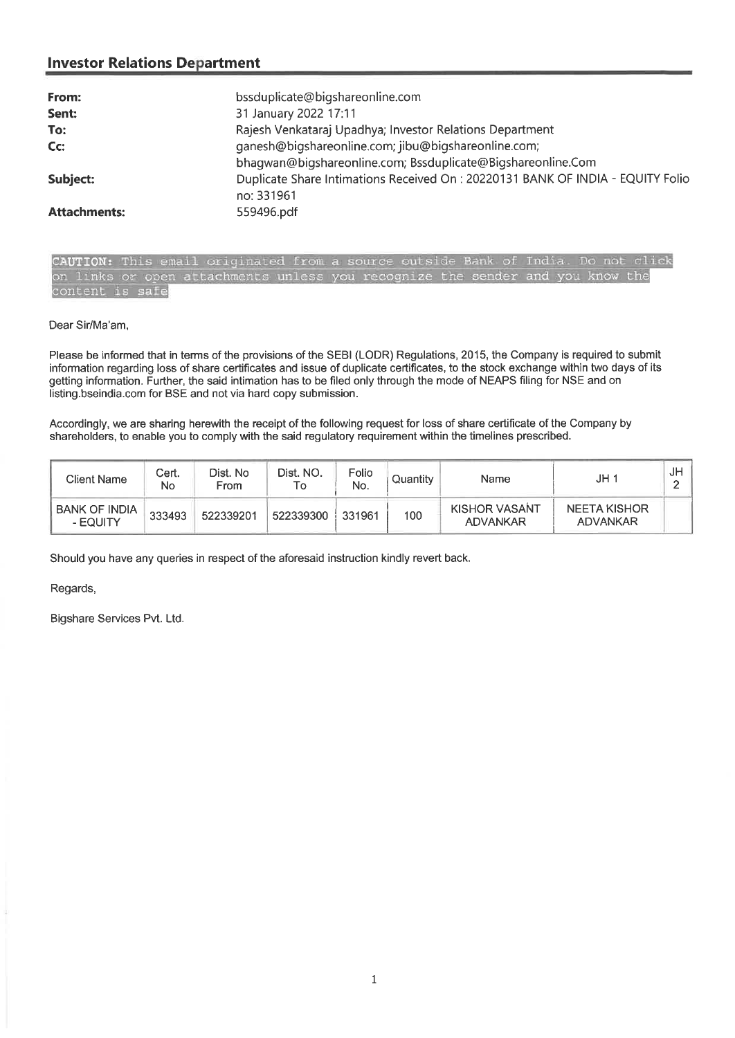## Investor Relations Department

**From:** bssduplicate@bigshareonline.com
**Sent:** 31 January 2022 17:11
**To:** Rajesh Venkataraj Upadhya; Investor Relations Department
**Cc:** ganesh@bigshareonline.com; jibu@bigshareonline.com; bhagwan@bigshareonline.com; Bssduplicate@Bigshareonline.Com
**Subject:** Duplicate Share Intimations Received On : 20220131 BANK OF INDIA - EQUITY Folio no: 331961
**Attachments:** 559496.pdf

CAUTION: This email originated from a source outside Bank of India. Do not click on links or open attachments unless you recognize the sender and you know the content is safe

Dear Sir/Ma'am,

Please be informed that in terms of the provisions of the SEBI (LODR) Regulations, 2015, the Company is required to submit information regarding loss of share certificates and issue of duplicate certificates, to the stock exchange within two days of its getting information. Further, the said intimation has to be filed only through the mode of NEAPS filing for NSE and on listing.bseindia.com for BSE and not via hard copy submission.

Accordingly, we are sharing herewith the receipt of the following request for loss of share certificate of the Company by shareholders, to enable you to comply with the said regulatory requirement within the timelines prescribed.

| Client Name | Cert. No | Dist. No From | Dist. NO. To | Folio No. | Quantity | Name | JH 1 | JH 2 |
|---|---|---|---|---|---|---|---|---|
| BANK OF INDIA - EQUITY | 333493 | 522339201 | 522339300 | 331961 | 100 | KISHOR VASANT ADVANKAR | NEETA KISHOR ADVANKAR | |

Should you have any queries in respect of the aforesaid instruction kindly revert back.

Regards,

Bigshare Services Pvt. Ltd.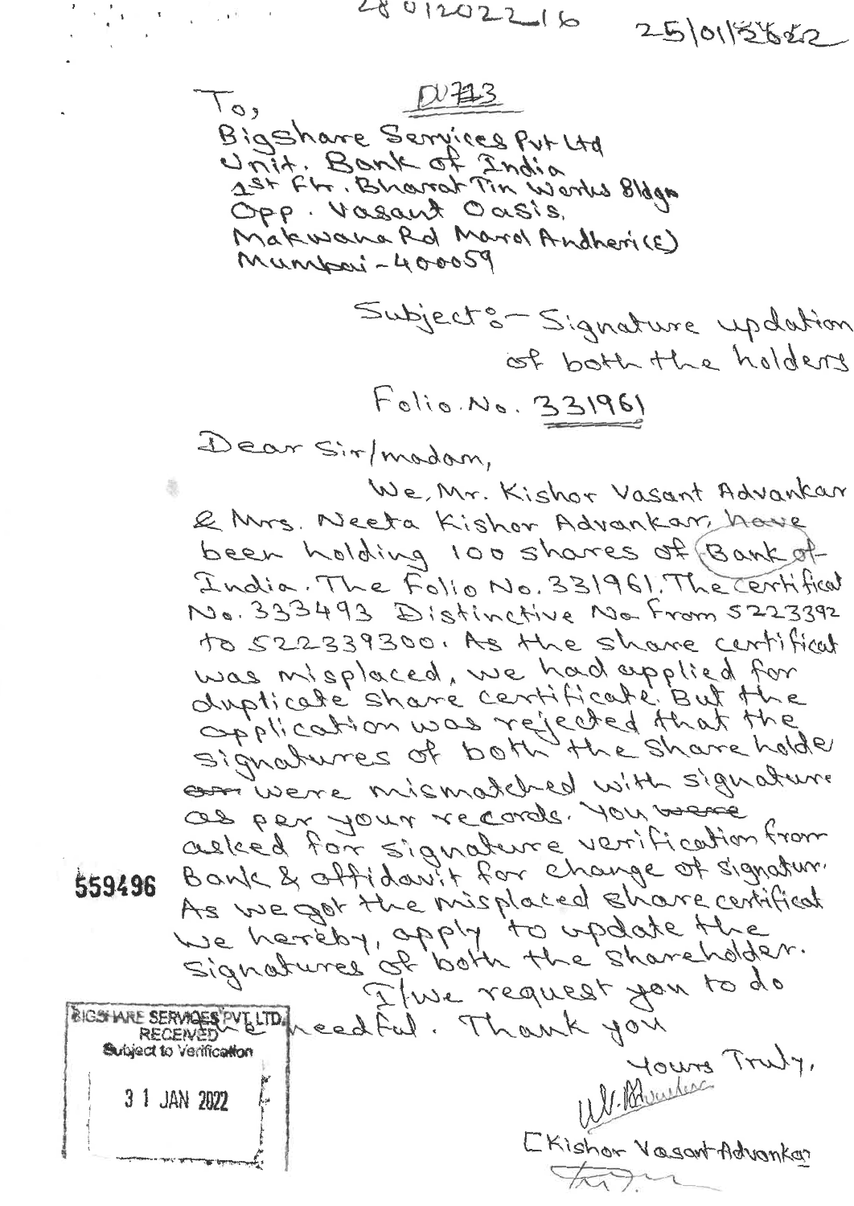28012022_16 25/01/2022

DV713

To,
Bigshare Services Pvt Ltd
Unit. Bank of India
1st Flr. Bharat Tin Works Bldg.
Opp. Vasant Oasis,
Makwana Rd Marol Andheri (E)
Mumbai - 400059

Subject:- Signature updation of both the holders

Folio No. 331961

Dear Sir/madam,

We, Mr. Kishor Vasant Advankar & Mrs. Neeta Kishor Advankar, have been holding 100 shares of Bank of India. The Folio No. 331961. The certificat No. 333493 Distinctive No. From 522339~~2~~ to 522339300. As the share certificat was misplaced, we had applied for duplicate share certificate. But the application was rejected that the signatures of both the share holde ~~are~~ were mismatched with signature as per your records. You ~~were~~ asked for signature verification from Bank & affidavit for change of signatur. As we got the misplaced share certificat we hereby, apply to update the signatures of both the shareholder.

I/we request you to do the needful. Thank you

559496

BIGSHARE SERVICES PVT LTD.
RECEIVED
Subject to Verification
31 JAN 2022

Yours Truly,

[Kishor Vasant Advankar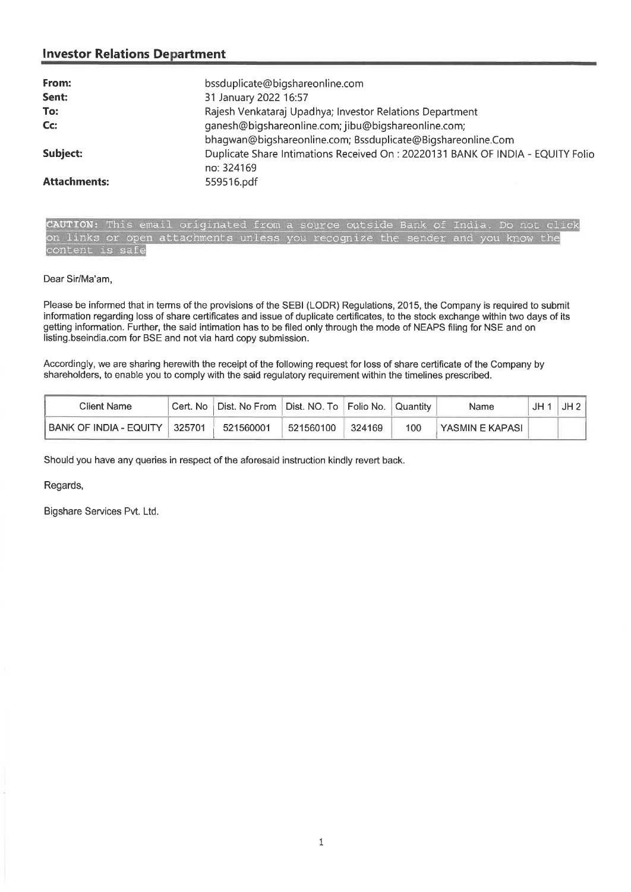## Investor Relations Department

| | |
|---|---|
| **From:** | bssduplicate@bigshareonline.com |
| **Sent:** | 31 January 2022 16:57 |
| **To:** | Rajesh Venkataraj Upadhya; Investor Relations Department |
| **Cc:** | ganesh@bigshareonline.com; jibu@bigshareonline.com; bhagwan@bigshareonline.com; Bssduplicate@Bigshareonline.Com |
| **Subject:** | Duplicate Share Intimations Received On : 20220131 BANK OF INDIA - EQUITY Folio no: 324169 |
| **Attachments:** | 559516.pdf |

CAUTION: This email originated from a source outside Bank of India. Do not click on links or open attachments unless you recognize the sender and you know the content is safe

Dear Sir/Ma'am,

Please be informed that in terms of the provisions of the SEBI (LODR) Regulations, 2015, the Company is required to submit information regarding loss of share certificates and issue of duplicate certificates, to the stock exchange within two days of its getting information. Further, the said intimation has to be filed only through the mode of NEAPS filing for NSE and on listing.bseindia.com for BSE and not via hard copy submission.

Accordingly, we are sharing herewith the receipt of the following request for loss of share certificate of the Company by shareholders, to enable you to comply with the said regulatory requirement within the timelines prescribed.

| Client Name | Cert. No | Dist. No From | Dist. NO. To | Folio No. | Quantity | Name | JH 1 | JH 2 |
|---|---|---|---|---|---|---|---|---|
| BANK OF INDIA - EQUITY | 325701 | 521560001 | 521560100 | 324169 | 100 | YASMIN E KAPASI | | |

Should you have any queries in respect of the aforesaid instruction kindly revert back.

Regards,

Bigshare Services Pvt. Ltd.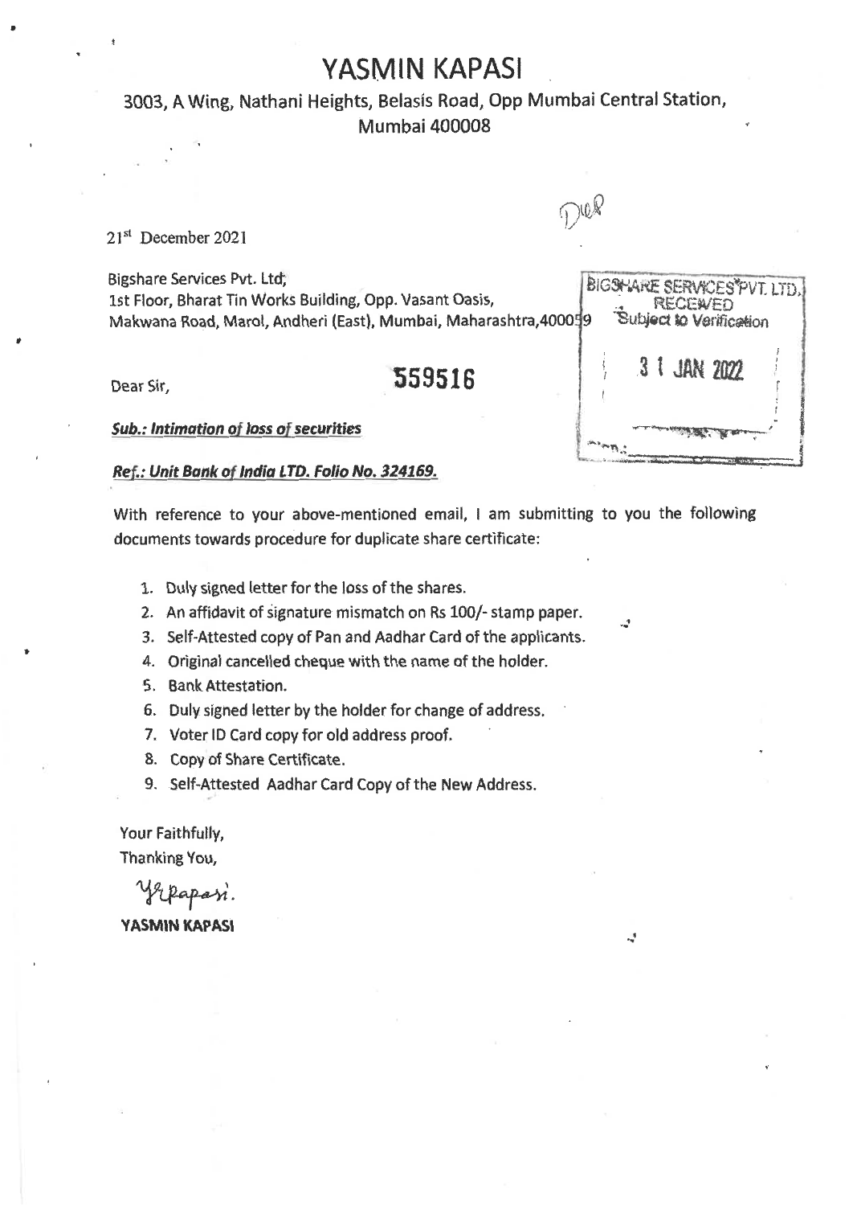# YASMIN KAPASI

3003, A Wing, Nathani Heights, Belasis Road, Opp Mumbai Central Station, Mumbai 400008

21st December 2021

Bigshare Services Pvt. Ltd,
1st Floor, Bharat Tin Works Building, Opp. Vasant Oasis,
Makwana Road, Marol, Andheri (East), Mumbai, Maharashtra,400059

BIGSHARE SERVICES PVT. LTD.
RECEIVED
Subject to Verification
31 JAN 2022

Dear Sir,

559516

***Sub.: Intimation of loss of securities***

***Ref.: Unit Bank of India LTD. Folio No. 324169.***

With reference to your above-mentioned email, I am submitting to you the following documents towards procedure for duplicate share certificate:

1. Duly signed letter for the loss of the shares.
2. An affidavit of signature mismatch on Rs 100/- stamp paper.
3. Self-Attested copy of Pan and Aadhar Card of the applicants.
4. Original cancelled cheque with the name of the holder.
5. Bank Attestation.
6. Duly signed letter by the holder for change of address.
7. Voter ID Card copy for old address proof.
8. Copy of Share Certificate.
9. Self-Attested Aadhar Card Copy of the New Address.

Your Faithfully,
Thanking You,

YKapasi.

**YASMIN KAPASI**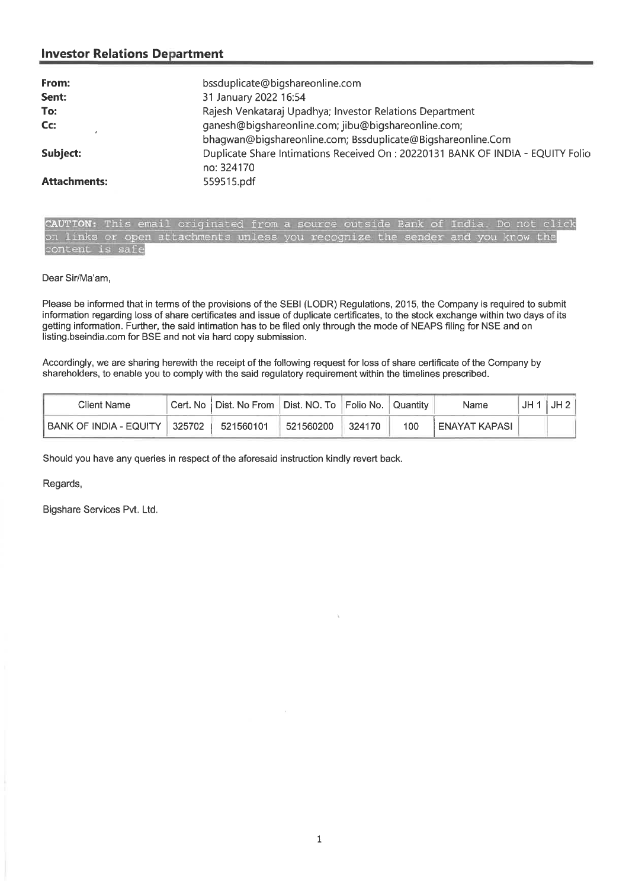## Investor Relations Department

| | |
|---|---|
| **From:** | bssduplicate@bigshareonline.com |
| **Sent:** | 31 January 2022 16:54 |
| **To:** | Rajesh Venkataraj Upadhya; Investor Relations Department |
| **Cc:** | ganesh@bigshareonline.com; jibu@bigshareonline.com; bhagwan@bigshareonline.com; Bssduplicate@Bigshareonline.Com |
| **Subject:** | Duplicate Share Intimations Received On : 20220131 BANK OF INDIA - EQUITY Folio no: 324170 |
| **Attachments:** | 559515.pdf |

**CAUTION:** This email originated from a source outside Bank of India. Do not click on links or open attachments unless you recognize the sender and you know the content is safe

Dear Sir/Ma'am,

Please be informed that in terms of the provisions of the SEBI (LODR) Regulations, 2015, the Company is required to submit information regarding loss of share certificates and issue of duplicate certificates, to the stock exchange within two days of its getting information. Further, the said intimation has to be filed only through the mode of NEAPS filing for NSE and on listing.bseindia.com for BSE and not via hard copy submission.

Accordingly, we are sharing herewith the receipt of the following request for loss of share certificate of the Company by shareholders, to enable you to comply with the said regulatory requirement within the timelines prescribed.

| Client Name | Cert. No | Dist. No From | Dist. NO. To | Folio No. | Quantity | Name | JH 1 | JH 2 |
|---|---|---|---|---|---|---|---|---|
| BANK OF INDIA - EQUITY | 325702 | 521560101 | 521560200 | 324170 | 100 | ENAYAT KAPASI | | |

Should you have any queries in respect of the aforesaid instruction kindly revert back.

Regards,

Bigshare Services Pvt. Ltd.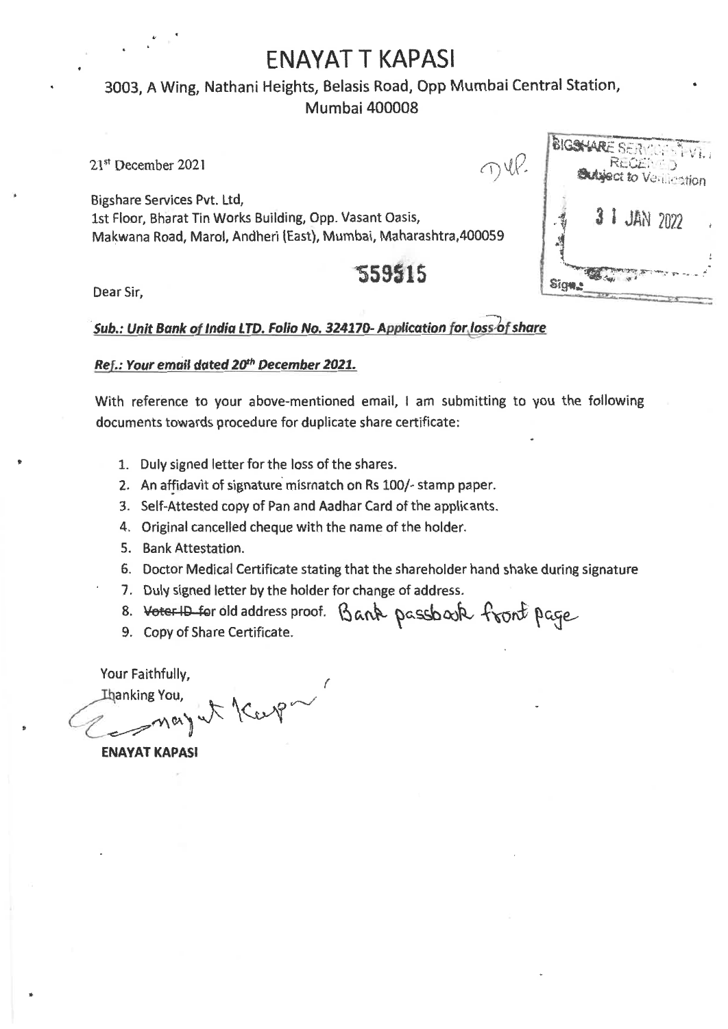# ENAYAT T KAPASI

3003, A Wing, Nathani Heights, Belasis Road, Opp Mumbai Central Station, Mumbai 400008

21st December 2021

Bigshare Services Pvt. Ltd,
1st Floor, Bharat Tin Works Building, Opp. Vasant Oasis,
Makwana Road, Marol, Andheri (East), Mumbai, Maharashtra,400059

BIGSHARE SERVICES PVT. LTD. RECEIVED Subject to Verification 31 JAN 2022 Sign.:

559515

Dear Sir,

***Sub.: Unit Bank of India LTD. Folio No. 324170- Application for loss of share***

***Ref.: Your email dated 20th December 2021.***

With reference to your above-mentioned email, I am submitting to you the following documents towards procedure for duplicate share certificate:

1. Duly signed letter for the loss of the shares.
2. An affidavit of signature mismatch on Rs 100/- stamp paper.
3. Self-Attested copy of Pan and Aadhar Card of the applicants.
4. Original cancelled cheque with the name of the holder.
5. Bank Attestation.
6. Doctor Medical Certificate stating that the shareholder hand shake during signature
7. Duly signed letter by the holder for change of address.
8. ~~Voter ID for~~ old address proof. Bank passbook front page
9. Copy of Share Certificate.

Your Faithfully,
Thanking You,

**ENAYAT KAPASI**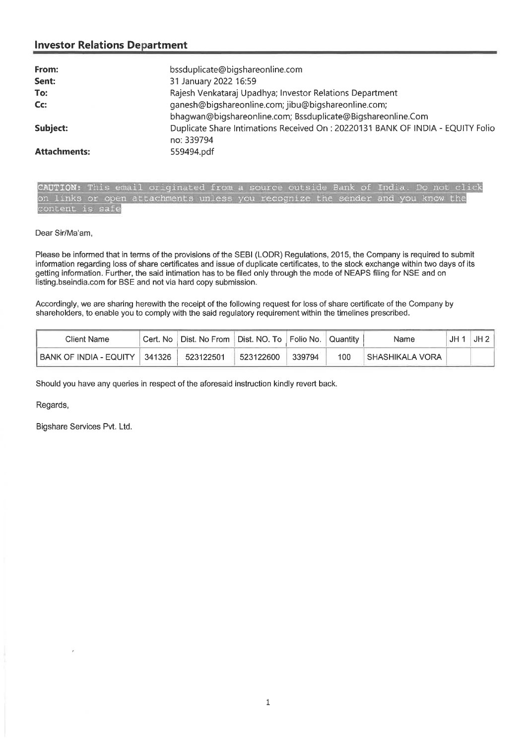## Investor Relations Department

| | |
|---|---|
| **From:** | bssduplicate@bigshareonline.com |
| **Sent:** | 31 January 2022 16:59 |
| **To:** | Rajesh Venkataraj Upadhya; Investor Relations Department |
| **Cc:** | ganesh@bigshareonline.com; jibu@bigshareonline.com; bhagwan@bigshareonline.com; Bssduplicate@Bigshareonline.Com |
| **Subject:** | Duplicate Share Intimations Received On : 20220131 BANK OF INDIA - EQUITY Folio no: 339794 |
| **Attachments:** | 559494.pdf |

CAUTION: This email originated from a source outside Bank of India. Do not click on links or open attachments unless you recognize the sender and you know the content is safe

Dear Sir/Ma'am,

Please be informed that in terms of the provisions of the SEBI (LODR) Regulations, 2015, the Company is required to submit information regarding loss of share certificates and issue of duplicate certificates, to the stock exchange within two days of its getting information. Further, the said intimation has to be filed only through the mode of NEAPS filing for NSE and on listing.bseindia.com for BSE and not via hard copy submission.

Accordingly, we are sharing herewith the receipt of the following request for loss of share certificate of the Company by shareholders, to enable you to comply with the said regulatory requirement within the timelines prescribed.

| Client Name | Cert. No | Dist. No From | Dist. NO. To | Folio No. | Quantity | Name | JH 1 | JH 2 |
|---|---|---|---|---|---|---|---|---|
| BANK OF INDIA - EQUITY | 341326 | 523122501 | 523122600 | 339794 | 100 | SHASHIKALA VORA | | |

Should you have any queries in respect of the aforesaid instruction kindly revert back.

Regards,

Bigshare Services Pvt. Ltd.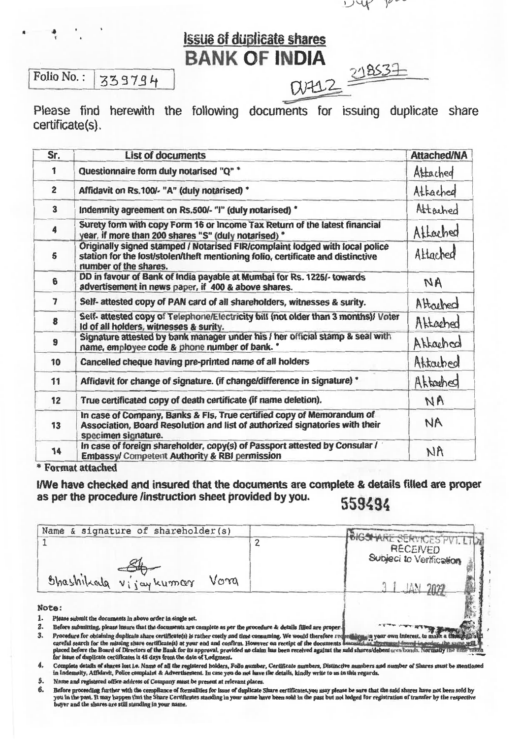# Issue of duplicate shares

# BANK OF INDIA

Folio No. : 339794

DV112 218537

Please find herewith the following documents for issuing duplicate share certificate(s).

| Sr. | List of documents | Attached/NA |
|---|---|---|
| 1 | Questionnaire form duly notarised "Q" * | Attached |
| 2 | Affidavit on Rs.100/- "A" (duly notarised) * | Attached |
| 3 | Indemnity agreement on Rs.500/- "I" (duly notarised) * | Attached |
| 4 | Surety form with copy Form 16 or Income Tax Return of the latest financial year, if more than 200 shares "S" (duly notarised) * | Attached |
| 5 | Originally signed stamped / Notarised FIR/complaint lodged with local police station for the lost/stolen/theft mentioning folio, certificate and distinctive number of the shares. | Attached |
| 6 | DD in favour of Bank of India payable at Mumbai for Rs. 1225/- towards advertisement in news paper, if 400 & above shares. | NA |
| 7 | Self- attested copy of PAN card of all shareholders, witnesses & surity. | Attached |
| 8 | Self- attested copy of Telephone/Electricity bill (not older than 3 months)/ Voter Id of all holders, witnesses & surity. | Attached |
| 9 | Signature attested by bank manager under his / her official stamp & seal with name, employee code & phone number of bank. * | Attached |
| 10 | Cancelled cheque having pre-printed name of all holders | Attached |
| 11 | Affidavit for change of signature. (if change/difference in signature) * | Attached |
| 12 | True certificated copy of death certificate (if name deletion). | NA |
| 13 | In case of Company, Banks & FIs, True certified copy of Memorandum of Association, Board Resolution and list of authorized signatories with their specimen signature. | NA |
| 14 | In case of foreign shareholder, copy(s) of Passport attested by Consular / Embassy/ Competent Authority & RBI permission | NA |

**\* Format attached**

**I/We have checked and insured that the documents are complete & details filled are proper as per the procedure /instruction sheet provided by you.**

559494

| Name & signature of shareholder(s) | | |
|---|---|---|
| 1 | 2 | BIGSHARE SERVICES PVT. LTD. RECEIVED Subject to Verification 31 JAN 2022 |
| Bhashikala Vijaykumar Vora | | |

**Note:**

1. Please submit the documents in above order in single set.
2. Before submitting, please insure that the documents are complete as per the procedure & details filled are proper.
3. Procedure for obtaining duplicate share certificate(s) is rather costly and time consuming. We would therefore request you in your own interest, to make a thorough and careful search for the missing share certificate(s) at your end and confirm. However on receipt of the documents executed as aforesaid found in order, the same will be placed before the Board of Directors of the Bank for its approval, provided no claim has been received against the said shares/debentures/bonds. Normally the time taken for issue of duplicate certificates is 45 days from the date of Lodgment.
4. Complete details of shares lost i.e. Name of all the registered holders, Folio number, Certificate numbers, Distinctive numbers and number of Shares must be mentioned in Indemnity, Affidavit, Police complaint & Advertisement. In case you do not have the details, kindly write to us in this regards.
5. Name and registered office address of Company must be present at relevant places.
6. Before proceeding further with the compliance of formalities for issue of duplicate Share certificates,you may please be sure that the said shares have not been sold by you in the past. It may happen that the Share Certificates standing in your name have been sold in the past but not lodged for registration of transfer by the respective buyer and the shares are still standing in your name.